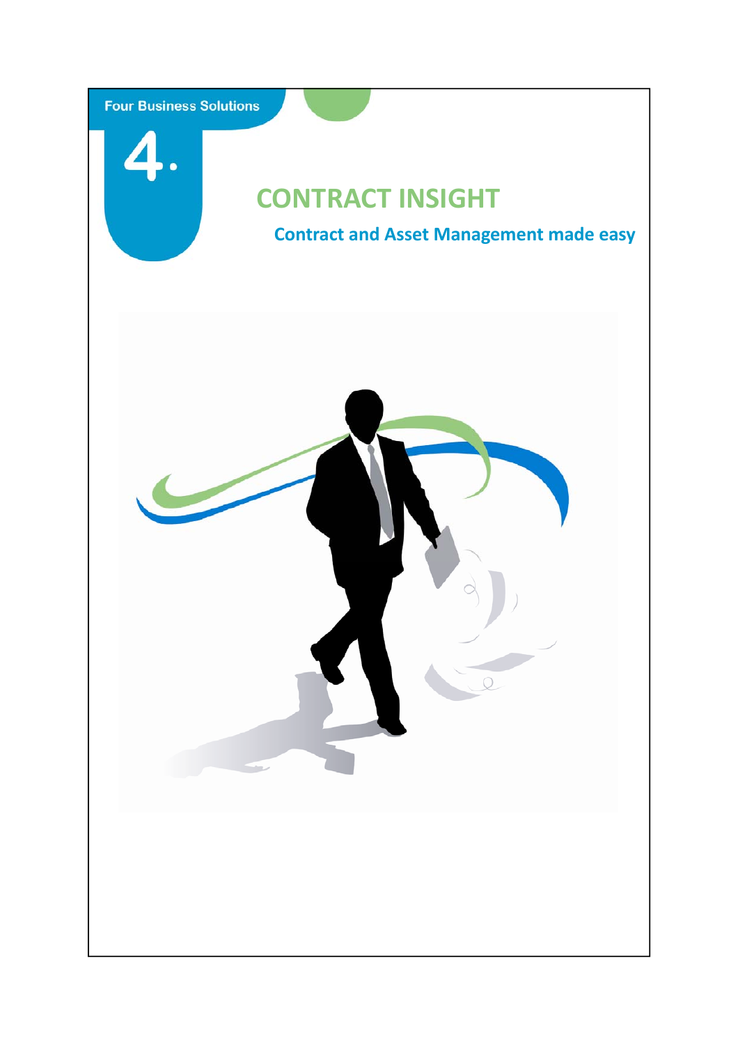Four Business Solutions

4.

# CONTRACT INSIGHT

## Contract and Asset Management made easy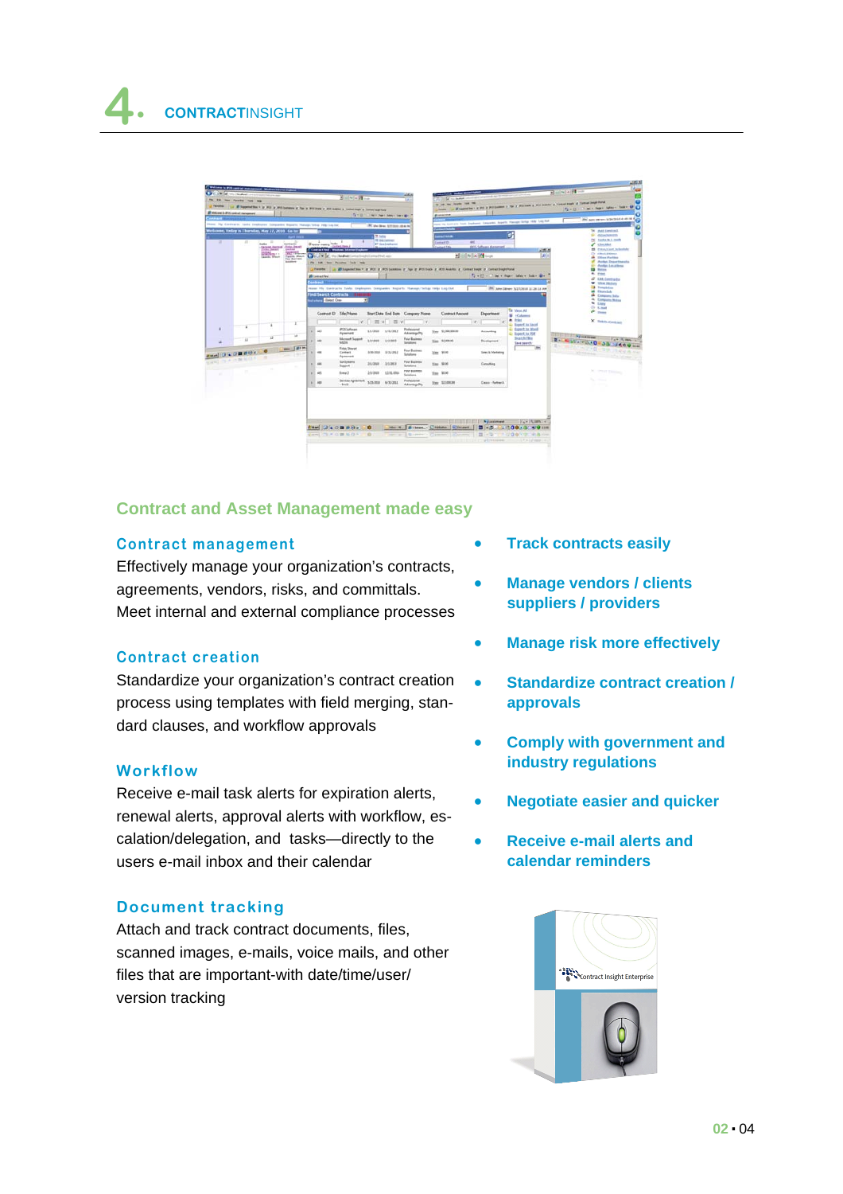# 4. CONTRACTINSIGHT

## Contract and Asset Management made easy

### Contract management

Effectively manage your organization's contracts, agreements, vendors, risks, and committals. Meet internal and external compliance processes

### Contract creation

Standardize your organization's contract creation process using templates with field merging, standard clauses, and workflow approvals

### Workflow

Receive e-mail task alerts for expiration alerts, renewal alerts, approval alerts with workflow, escalation/delegation, and tasks—directly to the users e-mail inbox and their calendar

### Document tracking

Attach and track contract documents, files, scanned images, e-mails, voice mails, and other files that are important-with date/time/user/ version tracking

- **Track contracts easily**
- **Manage vendors / clients suppliers / providers**
- **Manage risk more effectively**
- **Standardize contract creation / approvals**
- **Comply with government and industry regulations**
- **Negotiate easier and quicker**
- **Receive e-mail alerts and calendar reminders**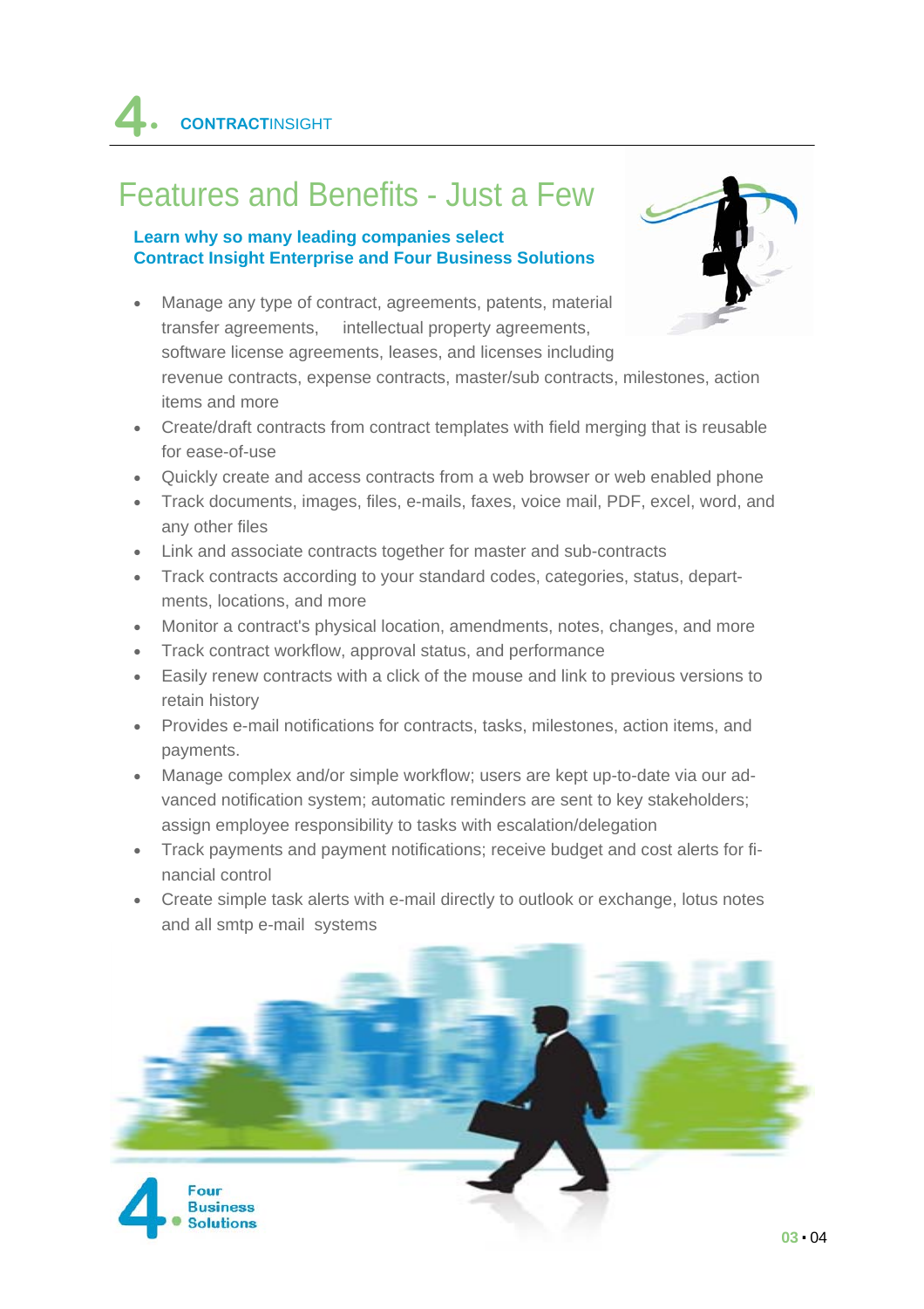# 4. CONTRACTINSIGHT

## Features and Benefits - Just a Few

**Learn why so many leading companies select Contract Insight Enterprise and Four Business Solutions**

- Manage any type of contract, agreements, patents, material transfer agreements, intellectual property agreements, software license agreements, leases, and licenses including revenue contracts, expense contracts, master/sub contracts, milestones, action items and more
- Create/draft contracts from contract templates with field merging that is reusable for ease-of-use
- Quickly create and access contracts from a web browser or web enabled phone
- Track documents, images, files, e-mails, faxes, voice mail, PDF, excel, word, and any other files
- Link and associate contracts together for master and sub-contracts
- Track contracts according to your standard codes, categories, status, departments, locations, and more
- Monitor a contract's physical location, amendments, notes, changes, and more
- Track contract workflow, approval status, and performance
- Easily renew contracts with a click of the mouse and link to previous versions to retain history
- Provides e-mail notifications for contracts, tasks, milestones, action items, and payments.
- Manage complex and/or simple workflow; users are kept up-to-date via our advanced notification system; automatic reminders are sent to key stakeholders; assign employee responsibility to tasks with escalation/delegation
- Track payments and payment notifications; receive budget and cost alerts for financial control
- Create simple task alerts with e-mail directly to outlook or exchange, lotus notes and all smtp e-mail systems

4. Four Business Solutions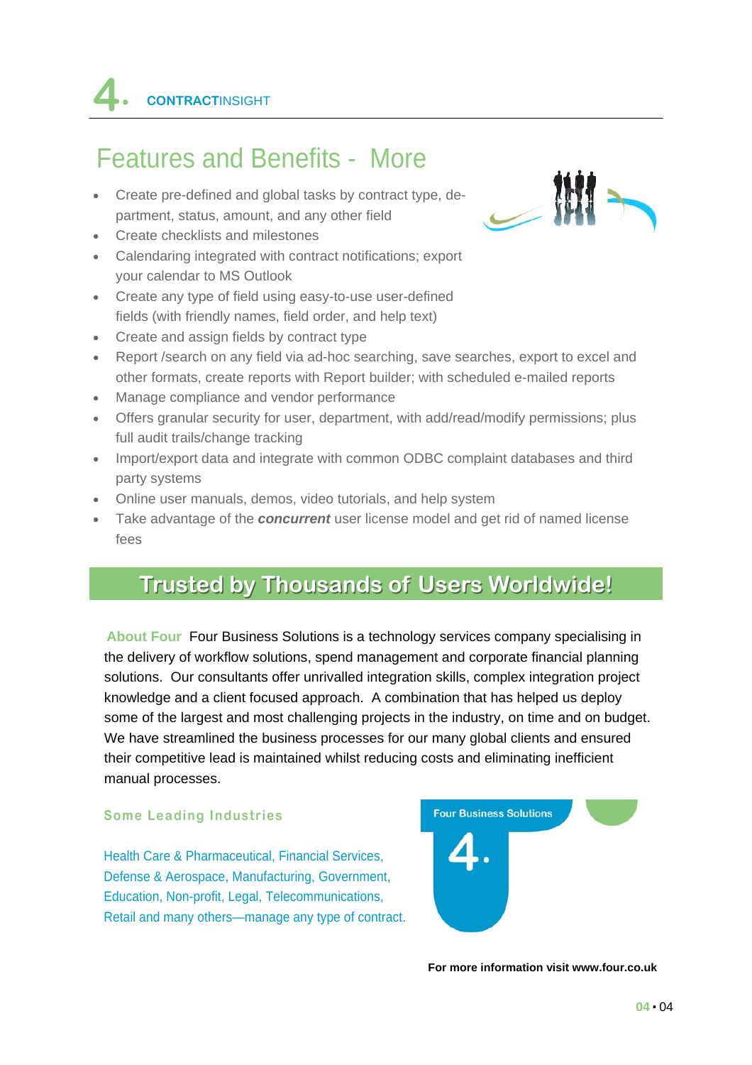# Features and Benefits - More

- Create pre-defined and global tasks by contract type, department, status, amount, and any other field
- Create checklists and milestones
- Calendaring integrated with contract notifications; export your calendar to MS Outlook
- Create any type of field using easy-to-use user-defined fields (with friendly names, field order, and help text)
- Create and assign fields by contract type
- Report /search on any field via ad-hoc searching, save searches, export to excel and other formats, create reports with Report builder; with scheduled e-mailed reports
- Manage compliance and vendor performance
- Offers granular security for user, department, with add/read/modify permissions; plus full audit trails/change tracking
- Import/export data and integrate with common ODBC complaint databases and third party systems
- Online user manuals, demos, video tutorials, and help system
- Take advantage of the ***concurrent*** user license model and get rid of named license fees

## Trusted by Thousands of Users Worldwide!

**About Four** Four Business Solutions is a technology services company specialising in the delivery of workflow solutions, spend management and corporate financial planning solutions. Our consultants offer unrivalled integration skills, complex integration project knowledge and a client focused approach. A combination that has helped us deploy some of the largest and most challenging projects in the industry, on time and on budget. We have streamlined the business processes for our many global clients and ensured their competitive lead is maintained whilst reducing costs and eliminating inefficient manual processes.

### Some Leading Industries

Health Care & Pharmaceutical, Financial Services, Defense & Aerospace, Manufacturing, Government, Education, Non-profit, Legal, Telecommunications, Retail and many others—manage any type of contract.

Four Business Solutions

4.

**For more information visit www.four.co.uk**